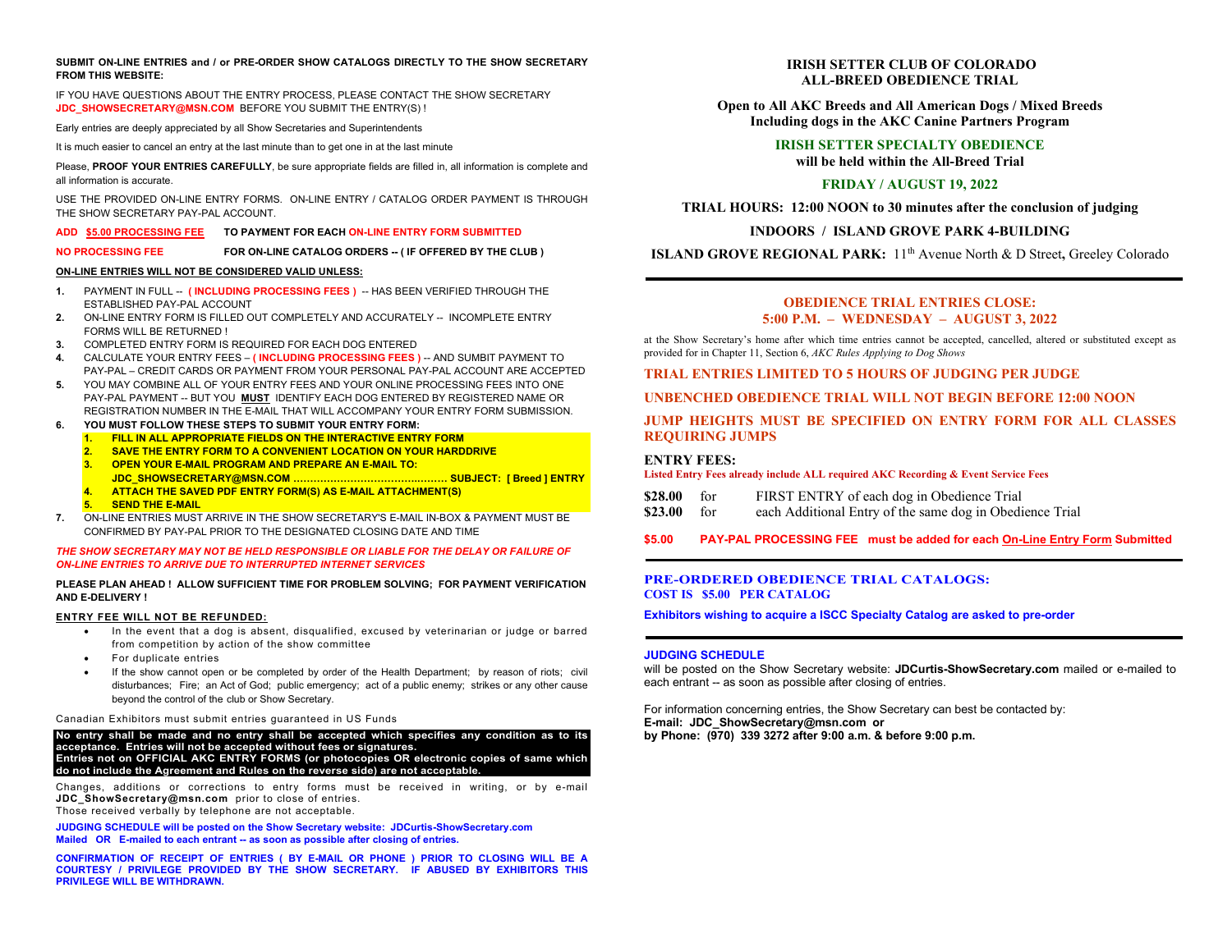**SUBMIT ON-LINE ENTRIES and / or PRE-ORDER SHOW CATALOGS DIRECTLY TO THE SHOW SECRETARY FROM THIS WEBSITE:**

IF YOU HAVE QUESTIONS ABOUT THE ENTRY PROCESS, PLEASE CONTACT THE SHOW SECRETARY **JDC_SHOWSECRETARY@MSN.COM** BEFORE YOU SUBMIT THE ENTRY(S) !

Early entries are deeply appreciated by all Show Secretaries and Superintendents

It is much easier to cancel an entry at the last minute than to get one in at the last minute

Please, **PROOF YOUR ENTRIES CAREFULLY**, be sure appropriate fields are filled in, all information is complete and all information is accurate.

USE THE PROVIDED ON-LINE ENTRY FORMS. ON-LINE ENTRY / CATALOG ORDER PAYMENT IS THROUGH THE SHOW SECRETARY PAY-PAL ACCOUNT.

**ADD <u>$5.00 PROCESSING FEE</u> TO PAYMENT FOR EACH ON-LINE ENTRY FORM SUBMITTED**

**NO PROCESSING FEE FOR ON-LINE CATALOG ORDERS -- ( IF OFFERED BY THE CLUB )**

**<u>ON-LINE ENTRIES WILL NOT BE CONSIDERED VALID UNLESS:</u>**

1. PAYMENT IN FULL -- **( INCLUDING PROCESSING FEES )** -- HAS BEEN VERIFIED THROUGH THE ESTABLISHED PAY-PAL ACCOUNT
2. ON-LINE ENTRY FORM IS FILLED OUT COMPLETELY AND ACCURATELY -- INCOMPLETE ENTRY FORMS WILL BE RETURNED !
3. COMPLETED ENTRY FORM IS REQUIRED FOR EACH DOG ENTERED
4. CALCULATE YOUR ENTRY FEES – **( INCLUDING PROCESSING FEES )** -- AND SUMBIT PAYMENT TO PAY-PAL – CREDIT CARDS OR PAYMENT FROM YOUR PERSONAL PAY-PAL ACCOUNT ARE ACCEPTED
5. YOU MAY COMBINE ALL OF YOUR ENTRY FEES AND YOUR ONLINE PROCESSING FEES INTO ONE PAY-PAL PAYMENT -- BUT YOU **<u>MUST</u>** IDENTIFY EACH DOG ENTERED BY REGISTERED NAME OR REGISTRATION NUMBER IN THE E-MAIL THAT WILL ACCOMPANY YOUR ENTRY FORM SUBMISSION.
6. **YOU MUST FOLLOW THESE STEPS TO SUBMIT YOUR ENTRY FORM:**
   1. **FILL IN ALL APPROPRIATE FIELDS ON THE INTERACTIVE ENTRY FORM**
   2. **SAVE THE ENTRY FORM TO A CONVENIENT LOCATION ON YOUR HARDDRIVE**
   3. **OPEN YOUR E-MAIL PROGRAM AND PREPARE AN E-MAIL TO: JDC_SHOWSECRETARY@MSN.COM ……………………………………… SUBJECT: [ Breed ] ENTRY**
   4. **ATTACH THE SAVED PDF ENTRY FORM(S) AS E-MAIL ATTACHMENT(S)**
   5. **SEND THE E-MAIL**
7. ON-LINE ENTRIES MUST ARRIVE IN THE SHOW SECRETARY'S E-MAIL IN-BOX & PAYMENT MUST BE CONFIRMED BY PAY-PAL PRIOR TO THE DESIGNATED CLOSING DATE AND TIME

***THE SHOW SECRETARY MAY NOT BE HELD RESPONSIBLE OR LIABLE FOR THE DELAY OR FAILURE OF ON-LINE ENTRIES TO ARRIVE DUE TO INTERRUPTED INTERNET SERVICES***

**PLEASE PLAN AHEAD ! ALLOW SUFFICIENT TIME FOR PROBLEM SOLVING; FOR PAYMENT VERIFICATION AND E-DELIVERY !**

**<u>ENTRY FEE WILL NOT BE REFUNDED:</u>**

- In the event that a dog is absent, disqualified, excused by veterinarian or judge or barred from competition by action of the show committee
- For duplicate entries
- If the show cannot open or be completed by order of the Health Department; by reason of riots; civil disturbances; Fire; an Act of God; public emergency; act of a public enemy; strikes or any other cause beyond the control of the club or Show Secretary.

Canadian Exhibitors must submit entries guaranteed in US Funds

**No entry shall be made and no entry shall be accepted which specifies any condition as to its acceptance. Entries will not be accepted without fees or signatures.**
**Entries not on OFFICIAL AKC ENTRY FORMS (or photocopies OR electronic copies of same which do not include the Agreement and Rules on the reverse side) are not acceptable.**

Changes, additions or corrections to entry forms must be received in writing, or by e-mail **JDC_ShowSecretary@msn.com** prior to close of entries.
Those received verbally by telephone are not acceptable.

**JUDGING SCHEDULE will be posted on the Show Secretary website: JDCurtis-ShowSecretary.com**
**Mailed OR E-mailed to each entrant -- as soon as possible after closing of entries.**

**CONFIRMATION OF RECEIPT OF ENTRIES ( BY E-MAIL OR PHONE ) PRIOR TO CLOSING WILL BE A COURTESY / PRIVILEGE PROVIDED BY THE SHOW SECRETARY. IF ABUSED BY EXHIBITORS THIS PRIVILEGE WILL BE WITHDRAWN.**

# IRISH SETTER CLUB OF COLORADO
# ALL-BREED OBEDIENCE TRIAL

**Open to All AKC Breeds and All American Dogs / Mixed Breeds**
**Including dogs in the AKC Canine Partners Program**

## IRISH SETTER SPECIALTY OBEDIENCE
**will be held within the All-Breed Trial**

## FRIDAY / AUGUST 19, 2022

**TRIAL HOURS: 12:00 NOON to 30 minutes after the conclusion of judging**

**INDOORS / ISLAND GROVE PARK 4-BUILDING**

**ISLAND GROVE REGIONAL PARK:** 11th Avenue North & D Street**,** Greeley Colorado

---

## OBEDIENCE TRIAL ENTRIES CLOSE:
## 5:00 P.M. – WEDNESDAY – AUGUST 3, 2022

at the Show Secretary's home after which time entries cannot be accepted, cancelled, altered or substituted except as provided for in Chapter 11, Section 6, *AKC Rules Applying to Dog Shows*

**TRIAL ENTRIES LIMITED TO 5 HOURS OF JUDGING PER JUDGE**

**UNBENCHED OBEDIENCE TRIAL WILL NOT BEGIN BEFORE 12:00 NOON**

**JUMP HEIGHTS MUST BE SPECIFIED ON ENTRY FORM FOR ALL CLASSES REQUIRING JUMPS**

**ENTRY FEES:**
**Listed Entry Fees already include ALL required AKC Recording & Event Service Fees**

**$28.00** for FIRST ENTRY of each dog in Obedience Trial
**$23.00** for each Additional Entry of the same dog in Obedience Trial

**$5.00 PAY-PAL PROCESSING FEE must be added for each <u>On-Line Entry Form</u> Submitted**

---

**PRE-ORDERED OBEDIENCE TRIAL CATALOGS:**
**COST IS $5.00 PER CATALOG**

**Exhibitors wishing to acquire a ISCC Specialty Catalog are asked to pre-order**

---

**JUDGING SCHEDULE**
will be posted on the Show Secretary website: **JDCurtis-ShowSecretary.com** mailed or e-mailed to each entrant -- as soon as possible after closing of entries.

For information concerning entries, the Show Secretary can best be contacted by:
**E-mail: JDC_ShowSecretary@msn.com or**
**by Phone: (970) 339 3272 after 9:00 a.m. & before 9:00 p.m.**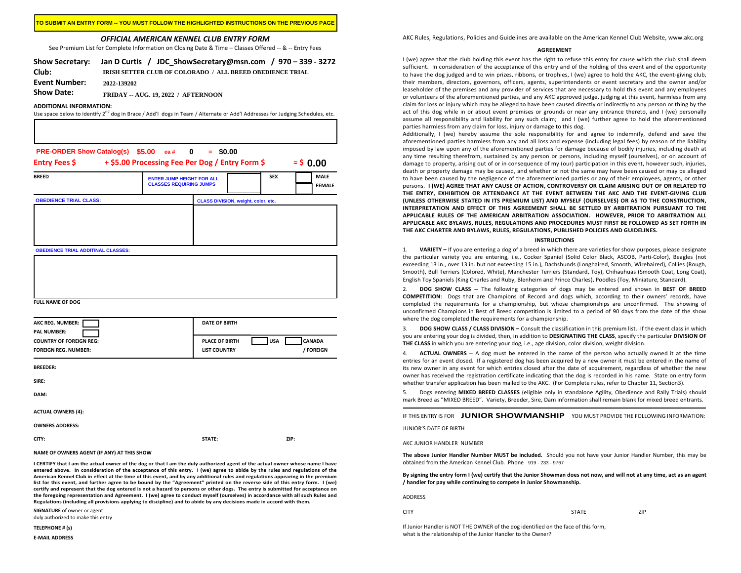**TO SUBMIT AN ENTRY FORM -- YOU MUST FOLLOW THE HIGHLIGHTED INSTRUCTIONS ON THE PREVIOUS PAGE**

## *OFFICIAL AMERICAN KENNEL CLUB ENTRY FORM*

See Premium List for Complete Information on Closing Date & Time – Classes Offered -- & -- Entry Fees

**Show Secretary:** **Jan D Curtis / JDC_ShowSecretary@msn.com / 970 – 339 - 3272**

**Club:** **IRISH SETTER CLUB OF COLORADO / ALL BREED OBEDIENCE TRIAL**

**Event Number:** **2022-139202**

**Show Date:** **FRIDAY -- AUG. 19, 2022 / AFTERNOON**

**ADDITIONAL INFORMATION:**

Use space below to identify 2nd dog in Brace / Add'l dogs in Team / Alternate or Add'l Addresses for Judging Schedules, etc.

**PRE-ORDER Show Catalog(s) $5.00 ea # 0 = $0.00**

**Entry Fees $ + $5.00 Processing Fee Per Dog / Entry Form $ = $ 0.00**

| BREED | ENTER JUMP HEIGHT FOR ALL CLASSES REQUIRING JUMPS | | SEX | | MALE / FEMALE |
|---|---|---|---|---|---|

| OBEDIENCE TRIAL CLASS: | CLASS DIVISION, weight, color, etc. |
|---|---|
| | |

**OBEDIENCE TRIAL ADDITINAL CLASSES:**

**FULL NAME OF DOG**

| | |
|---|---|
| **AKC REG. NUMBER:** | **DATE OF BIRTH** |
| **PAL NUMBER:** | |
| **COUNTRY OF FOREIGN REG:** | **PLACE OF BIRTH** USA CANADA |
| **FOREIGN REG. NUMBER:** | **LIST COUNTRY** / FOREIGN |

**BREEDER:**

**SIRE:**

**DAM:**

**ACTUAL OWNERS (4):**

**OWNERS ADDRESS:**

**CITY:** **STATE:** **ZIP:**

**NAME OF OWNERS AGENT (IF ANY) AT THIS SHOW**

**I CERTIFY that I am the actual owner of the dog or that I am the duly authorized agent of the actual owner whose name I have entered above. In consideration of the acceptance of this entry. I (we) agree to abide by the rules and regulations of the American Kennel Club in effect at the time of this event, and by any additional rules and regulations appearing in the premium list for this event, and further agree to be bound by the "Agreement" printed on the reverse side of this entry form. I (we) certify and represent that the dog entered is not a hazard to persons or other dogs. The entry is submitted for acceptance on the foregoing representation and Agreement. I (we) agree to conduct myself (ourselves) in accordance with all such Rules and Regulations (including all provisions applying to discipline) and to abide by any decisions made in accord with them.**

**SIGNATURE** of owner or agent duly authorized to make this entry

**TELEPHONE # (s)**

**E-MAIL ADDRESS**

AKC Rules, Regulations, Policies and Guidelines are available on the American Kennel Club Website, www.akc.org

### AGREEMENT

I (we) agree that the club holding this event has the right to refuse this entry for cause which the club shall deem sufficient. In consideration of the acceptance of this entry and of the holding of this event and of the opportunity to have the dog judged and to win prizes, ribbons, or trophies, I (we) agree to hold the AKC, the event-giving club, their members, directors, governors, officers, agents, superintendents or event secretary and the owner and/or leaseholder of the premises and any provider of services that are necessary to hold this event and any employees or volunteers of the aforementioned parties, and any AKC approved judge, judging at this event, harmless from any claim for loss or injury which may be alleged to have been caused directly or indirectly to any person or thing by the act of this dog while in or about event premises or grounds or near any entrance thereto, and I (we) personally assume all responsibility and liability for any such claim; and I (we) further agree to hold the aforementioned parties harmless from any claim for loss, injury or damage to this dog.

Additionally, I (we) hereby assume the sole responsibility for and agree to indemnify, defend and save the aforementioned parties harmless from any and all loss and expense (including legal fees) by reason of the liability imposed by law upon any of the aforementioned parties for damage because of bodily injuries, including death at any time resulting therefrom, sustained by any person or persons, including myself (ourselves), or on account of damage to property, arising out of or in consequence of my (our) participation in this event, however such, injuries, death or property damage may be caused, and whether or not the same may have been caused or may be alleged to have been caused by the negligence of the aforementioned parties or any of their employees, agents, or other persons. **I (WE) AGREE THAT ANY CAUSE OF ACTION, CONTROVERSY OR CLAIM ARISING OUT OF OR RELATED TO THE ENTRY, EXHIBITION OR ATTENDANCE AT THE EVENT BETWEEN THE AKC AND THE EVENT-GIVING CLUB (UNLESS OTHERWISE STATED IN ITS PREMIUM LIST) AND MYSELF (OURSELVES) OR AS TO THE CONSTRUCTION, INTERPRETATION AND EFFECT OF THIS AGREEMENT SHALL BE SETTLED BY ARBITRATION PURSUANT TO THE APPLICABLE RULES OF THE AMERICAN ARBITRATION ASSOCIATION. HOWEVER, PRIOR TO ARBITRATION ALL APPLICABLE AKC BYLAWS, RULES, REGULATIONS AND PROCEDURES MUST FIRST BE FOLLOWED AS SET FORTH IN THE AKC CHARTER AND BYLAWS, RULES, REGULATIONS, PUBLISHED POLICIES AND GUIDELINES.**

### INSTRUCTIONS

1. **VARIETY –** If you are entering a dog of a breed in which there are varieties for show purposes, please designate the particular variety you are entering, i.e., Cocker Spaniel (Solid Color Black, ASCOB, Parti-Color), Beagles (not exceeding 13 in., over 13 in. but not exceeding 15 in.), Dachshunds (Longhaired, Smooth, Wirehaired), Collies (Rough, Smooth), Bull Terriers (Colored, White), Manchester Terriers (Standard, Toy), Chihuahuas (Smooth Coat, Long Coat), English Toy Spaniels (King Charles and Ruby, Blenheim and Prince Charles), Poodles (Toy, Miniature, Standard).

2. **DOG SHOW CLASS --** The following categories of dogs may be entered and shown in **BEST OF BREED COMPETITION**: Dogs that are Champions of Record and dogs which, according to their owners' records, have completed the requirements for a championship, but whose championships are unconfirmed. The showing of unconfirmed Champions in Best of Breed competition is limited to a period of 90 days from the date of the show where the dog completed the requirements for a championship.

3. **DOG SHOW CLASS / CLASS DIVISION –** Consult the classification in this premium list. If the event class in which you are entering your dog is divided, then, in addition to **DESIGNATING THE CLASS**, specify the particular **DIVISION OF THE CLASS** in which you are entering your dog, i.e., age division, color division, weight division.

4. **ACTUAL OWNERS** -- A dog must be entered in the name of the person who actually owned it at the time entries for an event closed. If a registered dog has been acquired by a new owner it must be entered in the name of its new owner in any event for which entries closed after the date of acquirement, regardless of whether the new owner has received the registration certificate indicating that the dog is recorded in his name. State on entry form whether transfer application has been mailed to the AKC. (For Complete rules, refer to Chapter 11, Section3).

5. Dogs entering **MIXED BREED CLASSES** (eligible only in standalone Agility, Obedience and Rally Trials) should mark Breed as "MIXED BREED". Variety, Breeder, Sire, Dam information shall remain blank for mixed breed entrants.

IF THIS ENTRY IS FOR **JUNIOR SHOWMANSHIP** YOU MUST PROVIDE THE FOLLOWING INFORMATION:

JUNIOR'S DATE OF BIRTH

AKC JUNIOR HANDLER NUMBER

**The above Junior Handler Number MUST be included.** Should you not have your Junior Handler Number, this may be obtained from the American Kennel Club. Phone 919 - 233 - 9767

**By signing the entry form I (we) certify that the Junior Showman does not now, and will not at any time, act as an agent / handler for pay while continuing to compete in Junior Showmanship.**

ADDRESS

CITY STATE ZIP

If Junior Handler is NOT THE OWNER of the dog identified on the face of this form, what is the relationship of the Junior Handler to the Owner?